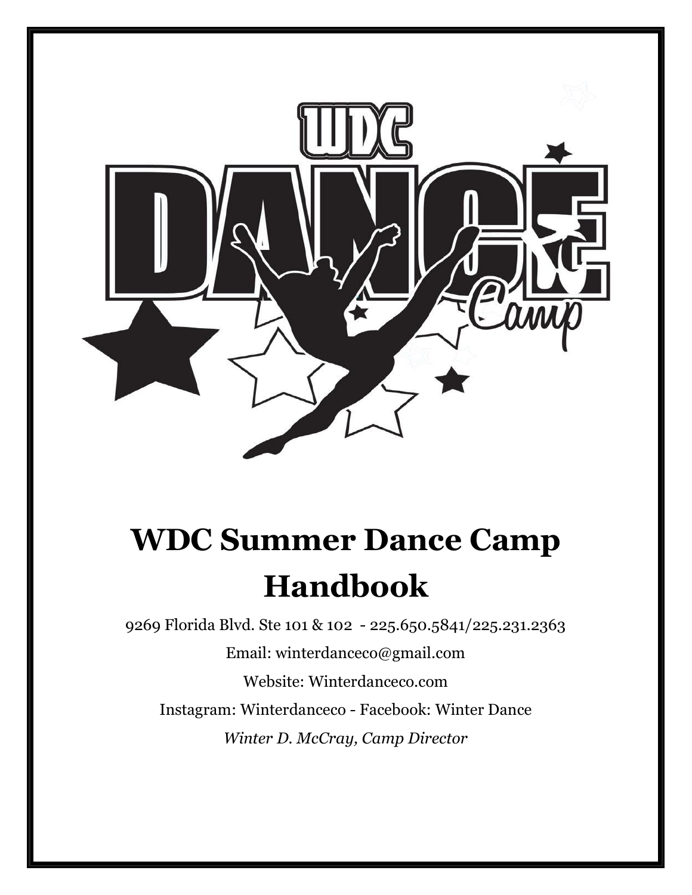# WDC Summer Dance Camp Handbook

9269 Florida Blvd. Ste 101 & 102 - 225.650.5841/225.231.2363

Email: winterdanceco@gmail.com

Website: Winterdanceco.com

Instagram: Winterdanceco - Facebook: Winter Dance

*Winter D. McCray, Camp Director*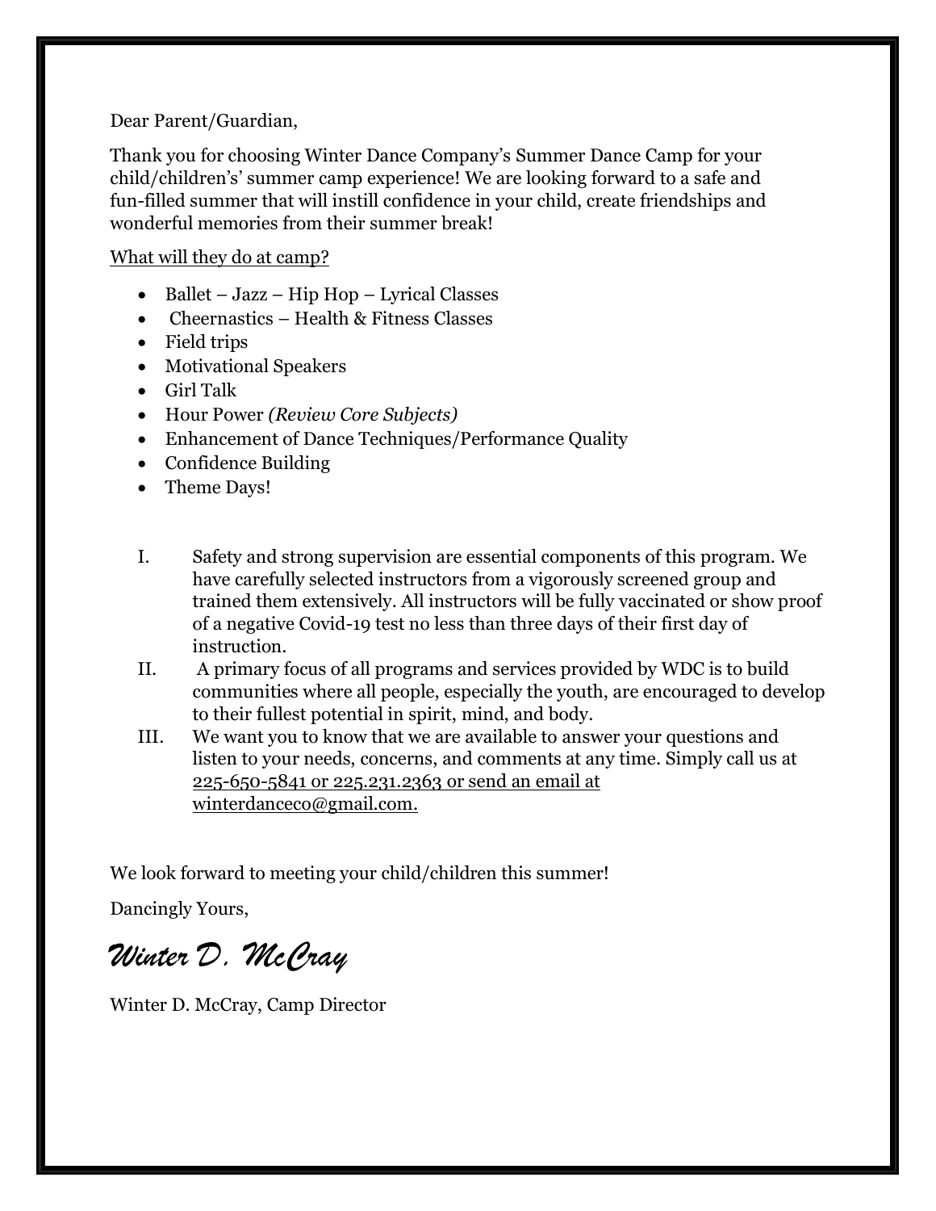Dear Parent/Guardian,

Thank you for choosing Winter Dance Company's Summer Dance Camp for your child/children's' summer camp experience! We are looking forward to a safe and fun-filled summer that will instill confidence in your child, create friendships and wonderful memories from their summer break!

What will they do at camp?

- Ballet – Jazz – Hip Hop – Lyrical Classes
- Cheernastics – Health & Fitness Classes
- Field trips
- Motivational Speakers
- Girl Talk
- Hour Power *(Review Core Subjects)*
- Enhancement of Dance Techniques/Performance Quality
- Confidence Building
- Theme Days!

I. Safety and strong supervision are essential components of this program. We have carefully selected instructors from a vigorously screened group and trained them extensively. All instructors will be fully vaccinated or show proof of a negative Covid-19 test no less than three days of their first day of instruction.

II. A primary focus of all programs and services provided by WDC is to build communities where all people, especially the youth, are encouraged to develop to their fullest potential in spirit, mind, and body.

III. We want you to know that we are available to answer your questions and listen to your needs, concerns, and comments at any time. Simply call us at 225-650-5841 or 225.231.2363 or send an email at winterdanceco@gmail.com.

We look forward to meeting your child/children this summer!

Dancingly Yours,

*Winter D. McCray*

Winter D. McCray, Camp Director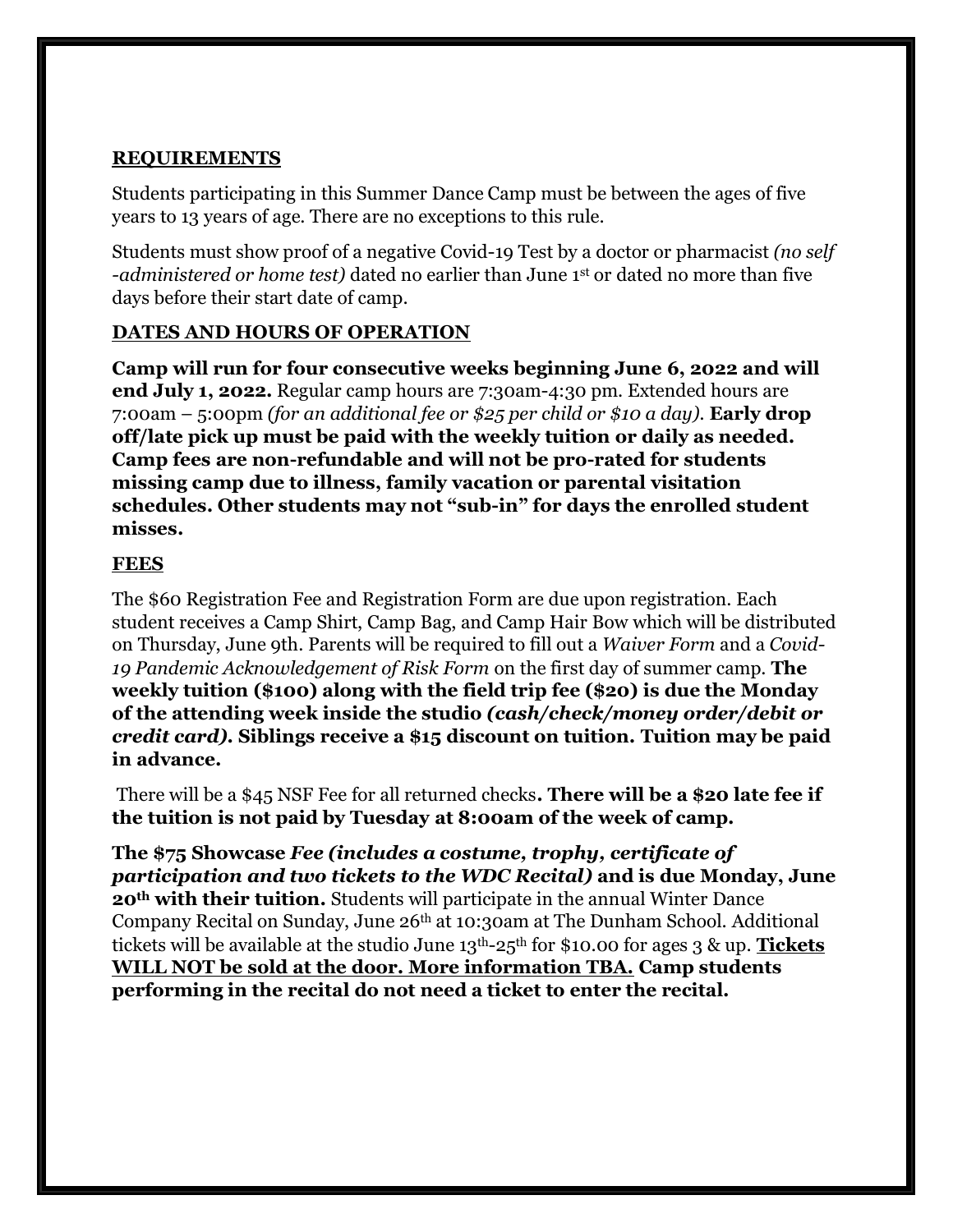## REQUIREMENTS

Students participating in this Summer Dance Camp must be between the ages of five years to 13 years of age. There are no exceptions to this rule.

Students must show proof of a negative Covid-19 Test by a doctor or pharmacist *(no self -administered or home test)* dated no earlier than June 1st or dated no more than five days before their start date of camp.

## DATES AND HOURS OF OPERATION

**Camp will run for four consecutive weeks beginning June 6, 2022 and will end July 1, 2022.** Regular camp hours are 7:30am-4:30 pm. Extended hours are 7:00am – 5:00pm *(for an additional fee or $25 per child or $10 a day).* **Early drop off/late pick up must be paid with the weekly tuition or daily as needed. Camp fees are non-refundable and will not be pro-rated for students missing camp due to illness, family vacation or parental visitation schedules. Other students may not "sub-in" for days the enrolled student misses.**

## FEES

The $60 Registration Fee and Registration Form are due upon registration. Each student receives a Camp Shirt, Camp Bag, and Camp Hair Bow which will be distributed on Thursday, June 9th. Parents will be required to fill out a *Waiver Form* and a *Covid-19 Pandemic Acknowledgement of Risk Form* on the first day of summer camp. **The weekly tuition ($100) along with the field trip fee ($20) is due the Monday of the attending week inside the studio *(cash/check/money order/debit or credit card)*. Siblings receive a $15 discount on tuition. Tuition may be paid in advance.**

There will be a $45 NSF Fee for all returned checks**. There will be a $20 late fee if the tuition is not paid by Tuesday at 8:00am of the week of camp.**

**The $75 Showcase *Fee (includes a costume, trophy, certificate of participation and two tickets to the WDC Recital)* and is due Monday, June 20th with their tuition.** Students will participate in the annual Winter Dance Company Recital on Sunday, June 26th at 10:30am at The Dunham School. Additional tickets will be available at the studio June 13th-25th for $10.00 for ages 3 & up. **Tickets WILL NOT be sold at the door. More information TBA. Camp students performing in the recital do not need a ticket to enter the recital.**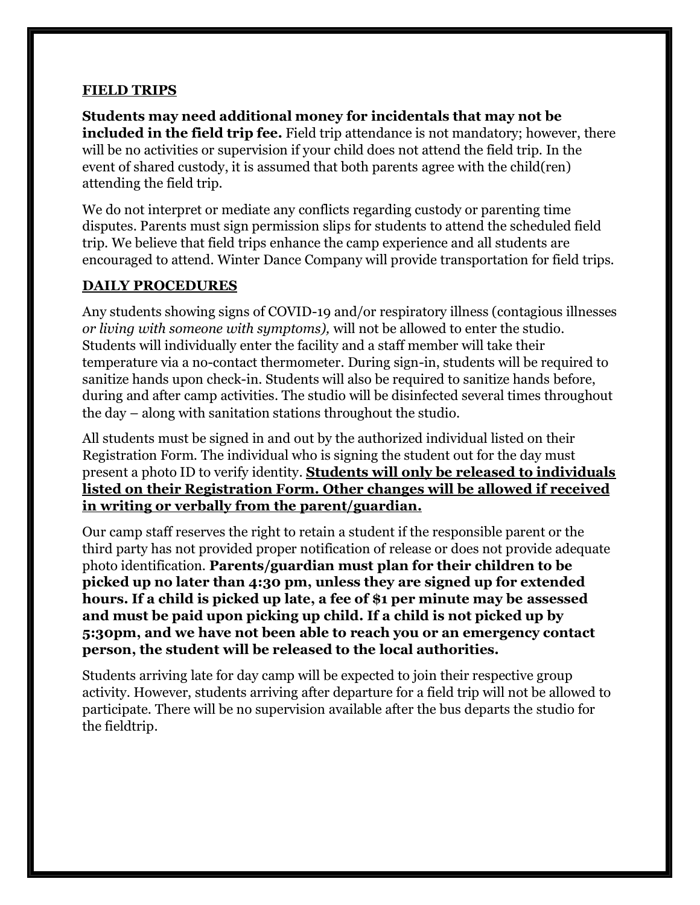## FIELD TRIPS

**Students may need additional money for incidentals that may not be included in the field trip fee.** Field trip attendance is not mandatory; however, there will be no activities or supervision if your child does not attend the field trip. In the event of shared custody, it is assumed that both parents agree with the child(ren) attending the field trip.

We do not interpret or mediate any conflicts regarding custody or parenting time disputes. Parents must sign permission slips for students to attend the scheduled field trip. We believe that field trips enhance the camp experience and all students are encouraged to attend. Winter Dance Company will provide transportation for field trips.

## DAILY PROCEDURES

Any students showing signs of COVID-19 and/or respiratory illness (contagious illnesses *or living with someone with symptoms),* will not be allowed to enter the studio. Students will individually enter the facility and a staff member will take their temperature via a no-contact thermometer. During sign-in, students will be required to sanitize hands upon check-in. Students will also be required to sanitize hands before, during and after camp activities. The studio will be disinfected several times throughout the day – along with sanitation stations throughout the studio.

All students must be signed in and out by the authorized individual listed on their Registration Form. The individual who is signing the student out for the day must present a photo ID to verify identity. **Students will only be released to individuals listed on their Registration Form. Other changes will be allowed if received in writing or verbally from the parent/guardian.**

Our camp staff reserves the right to retain a student if the responsible parent or the third party has not provided proper notification of release or does not provide adequate photo identification. **Parents/guardian must plan for their children to be picked up no later than 4:30 pm, unless they are signed up for extended hours. If a child is picked up late, a fee of $1 per minute may be assessed and must be paid upon picking up child. If a child is not picked up by 5:30pm, and we have not been able to reach you or an emergency contact person, the student will be released to the local authorities.**

Students arriving late for day camp will be expected to join their respective group activity. However, students arriving after departure for a field trip will not be allowed to participate. There will be no supervision available after the bus departs the studio for the fieldtrip.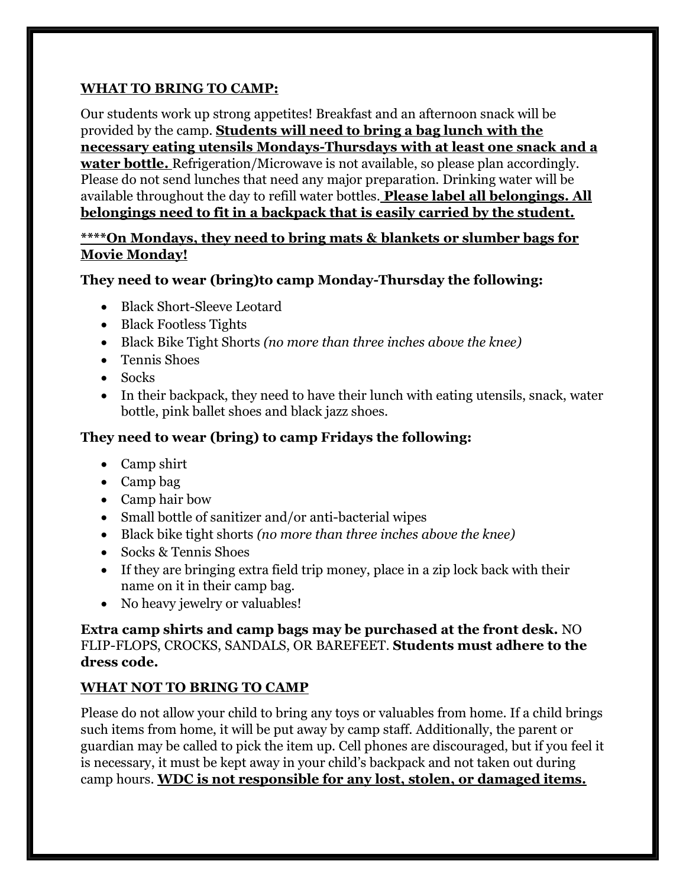**<u>WHAT TO BRING TO CAMP:</u>**

Our students work up strong appetites! Breakfast and an afternoon snack will be provided by the camp. **<u>Students will need to bring a bag lunch with the necessary eating utensils Mondays-Thursdays with at least one snack and a water bottle.</u>** Refrigeration/Microwave is not available, so please plan accordingly. Please do not send lunches that need any major preparation. Drinking water will be available throughout the day to refill water bottles. **<u>Please label all belongings. All belongings need to fit in a backpack that is easily carried by the student.</u>**

**<u>****On Mondays, they need to bring mats & blankets or slumber bags for Movie Monday!</u>**

**They need to wear (bring)to camp Monday-Thursday the following:**

- Black Short-Sleeve Leotard
- Black Footless Tights
- Black Bike Tight Shorts *(no more than three inches above the knee)*
- Tennis Shoes
- Socks
- In their backpack, they need to have their lunch with eating utensils, snack, water bottle, pink ballet shoes and black jazz shoes.

**They need to wear (bring) to camp Fridays the following:**

- Camp shirt
- Camp bag
- Camp hair bow
- Small bottle of sanitizer and/or anti-bacterial wipes
- Black bike tight shorts *(no more than three inches above the knee)*
- Socks & Tennis Shoes
- If they are bringing extra field trip money, place in a zip lock back with their name on it in their camp bag.
- No heavy jewelry or valuables!

**Extra camp shirts and camp bags may be purchased at the front desk.** NO FLIP-FLOPS, CROCKS, SANDALS, OR BAREFEET. **Students must adhere to the dress code.**

**<u>WHAT NOT TO BRING TO CAMP</u>**

Please do not allow your child to bring any toys or valuables from home. If a child brings such items from home, it will be put away by camp staff. Additionally, the parent or guardian may be called to pick the item up. Cell phones are discouraged, but if you feel it is necessary, it must be kept away in your child's backpack and not taken out during camp hours. **<u>WDC is not responsible for any lost, stolen, or damaged items.</u>**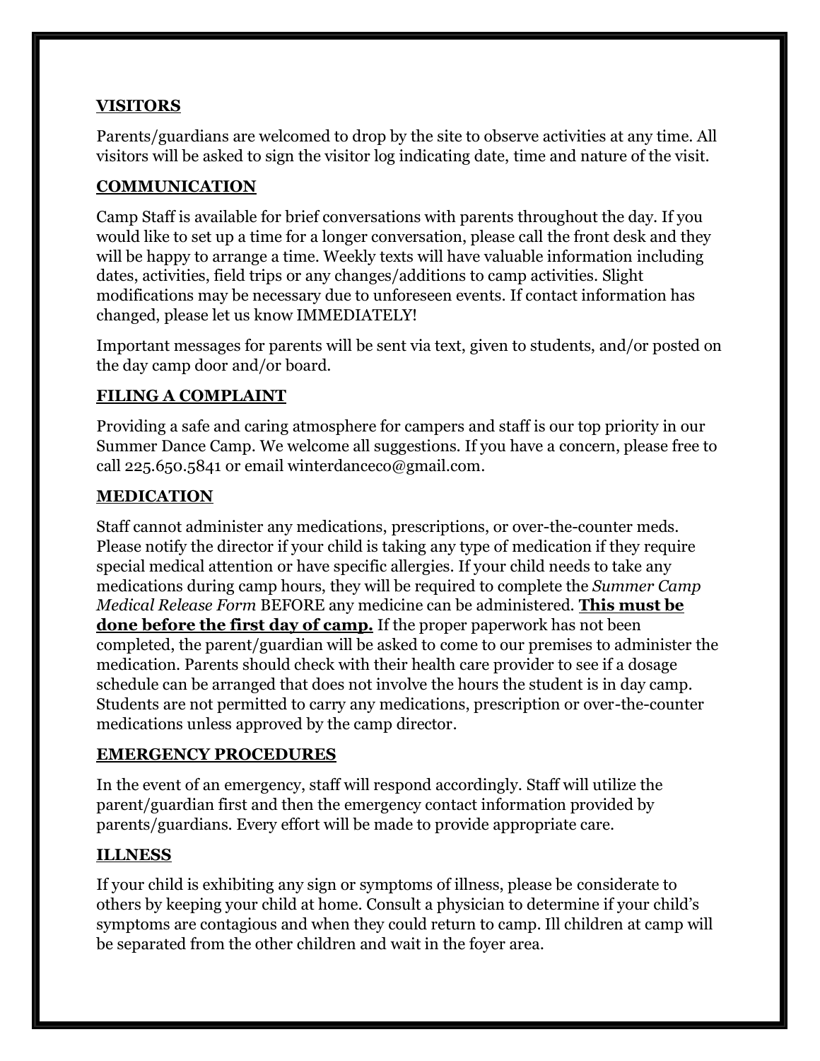## VISITORS

Parents/guardians are welcomed to drop by the site to observe activities at any time. All visitors will be asked to sign the visitor log indicating date, time and nature of the visit.

## COMMUNICATION

Camp Staff is available for brief conversations with parents throughout the day. If you would like to set up a time for a longer conversation, please call the front desk and they will be happy to arrange a time. Weekly texts will have valuable information including dates, activities, field trips or any changes/additions to camp activities. Slight modifications may be necessary due to unforeseen events. If contact information has changed, please let us know IMMEDIATELY!

Important messages for parents will be sent via text, given to students, and/or posted on the day camp door and/or board.

## FILING A COMPLAINT

Providing a safe and caring atmosphere for campers and staff is our top priority in our Summer Dance Camp. We welcome all suggestions. If you have a concern, please free to call 225.650.5841 or email winterdanceco@gmail.com.

## MEDICATION

Staff cannot administer any medications, prescriptions, or over-the-counter meds. Please notify the director if your child is taking any type of medication if they require special medical attention or have specific allergies. If your child needs to take any medications during camp hours, they will be required to complete the *Summer Camp Medical Release Form* BEFORE any medicine can be administered. **This must be done before the first day of camp.** If the proper paperwork has not been completed, the parent/guardian will be asked to come to our premises to administer the medication. Parents should check with their health care provider to see if a dosage schedule can be arranged that does not involve the hours the student is in day camp. Students are not permitted to carry any medications, prescription or over-the-counter medications unless approved by the camp director.

## EMERGENCY PROCEDURES

In the event of an emergency, staff will respond accordingly. Staff will utilize the parent/guardian first and then the emergency contact information provided by parents/guardians. Every effort will be made to provide appropriate care.

## ILLNESS

If your child is exhibiting any sign or symptoms of illness, please be considerate to others by keeping your child at home. Consult a physician to determine if your child's symptoms are contagious and when they could return to camp. Ill children at camp will be separated from the other children and wait in the foyer area.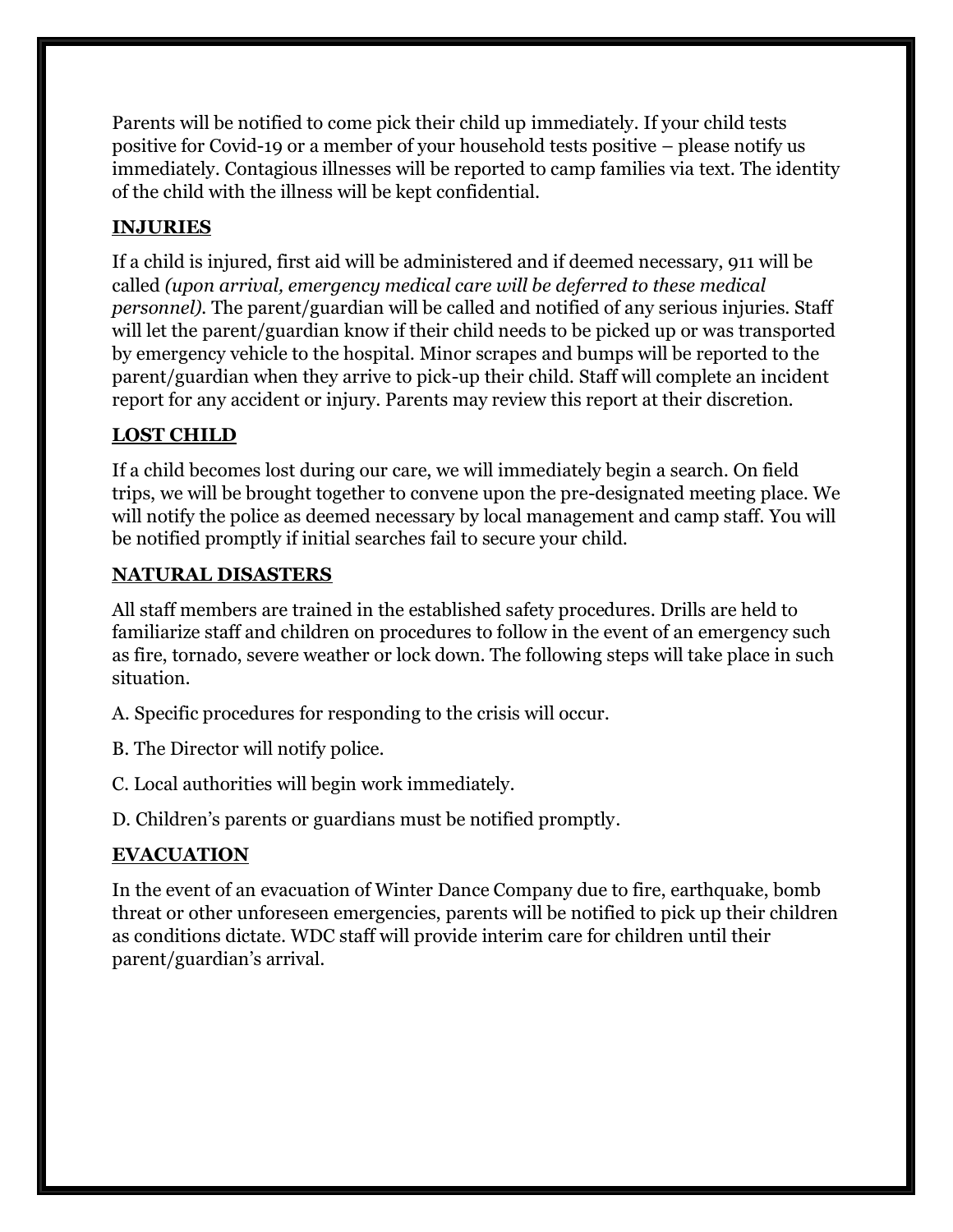Parents will be notified to come pick their child up immediately. If your child tests positive for Covid-19 or a member of your household tests positive – please notify us immediately. Contagious illnesses will be reported to camp families via text. The identity of the child with the illness will be kept confidential.

## INJURIES

If a child is injured, first aid will be administered and if deemed necessary, 911 will be called *(upon arrival, emergency medical care will be deferred to these medical personnel).* The parent/guardian will be called and notified of any serious injuries. Staff will let the parent/guardian know if their child needs to be picked up or was transported by emergency vehicle to the hospital. Minor scrapes and bumps will be reported to the parent/guardian when they arrive to pick-up their child. Staff will complete an incident report for any accident or injury. Parents may review this report at their discretion.

## LOST CHILD

If a child becomes lost during our care, we will immediately begin a search. On field trips, we will be brought together to convene upon the pre-designated meeting place. We will notify the police as deemed necessary by local management and camp staff. You will be notified promptly if initial searches fail to secure your child.

## NATURAL DISASTERS

All staff members are trained in the established safety procedures. Drills are held to familiarize staff and children on procedures to follow in the event of an emergency such as fire, tornado, severe weather or lock down. The following steps will take place in such situation.

A. Specific procedures for responding to the crisis will occur.

B. The Director will notify police.

C. Local authorities will begin work immediately.

D. Children's parents or guardians must be notified promptly.

## EVACUATION

In the event of an evacuation of Winter Dance Company due to fire, earthquake, bomb threat or other unforeseen emergencies, parents will be notified to pick up their children as conditions dictate. WDC staff will provide interim care for children until their parent/guardian's arrival.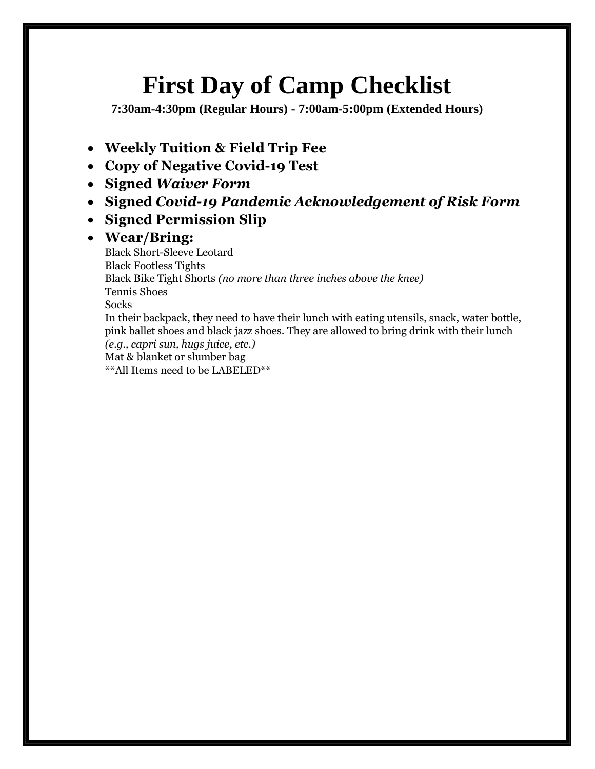# First Day of Camp Checklist

**7:30am-4:30pm (Regular Hours) - 7:00am-5:00pm (Extended Hours)**

- **Weekly Tuition & Field Trip Fee**
- **Copy of Negative Covid-19 Test**
- **Signed *Waiver Form***
- **Signed *Covid-19 Pandemic Acknowledgement of Risk Form***
- **Signed Permission Slip**
- **Wear/Bring:**
  Black Short-Sleeve Leotard
  Black Footless Tights
  Black Bike Tight Shorts *(no more than three inches above the knee)*
  Tennis Shoes
  Socks
  In their backpack, they need to have their lunch with eating utensils, snack, water bottle, pink ballet shoes and black jazz shoes. They are allowed to bring drink with their lunch *(e.g., capri sun, hugs juice, etc.)*
  Mat & blanket or slumber bag
  **All Items need to be LABELED**